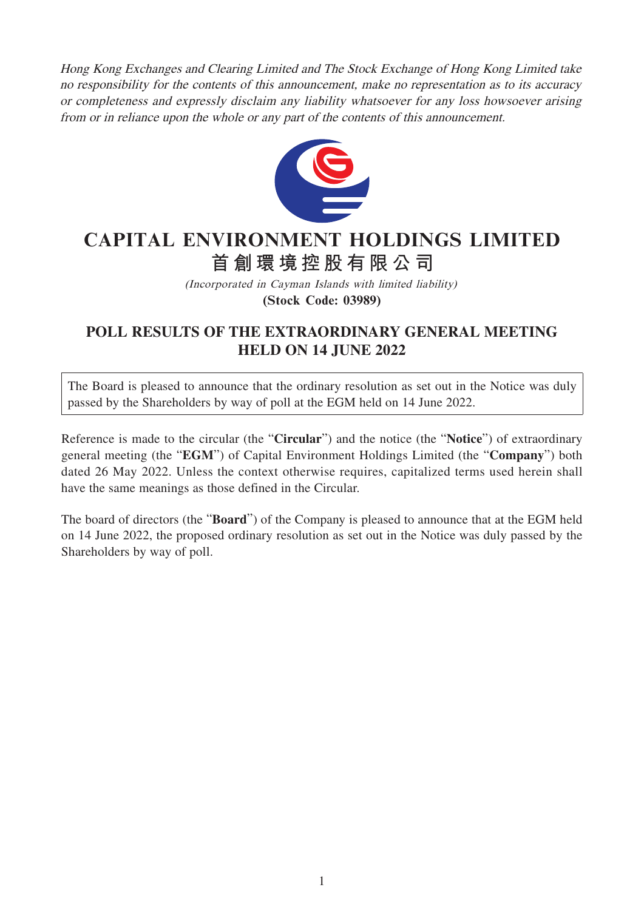*Hong Kong Exchanges and Clearing Limited and The Stock Exchange of Hong Kong Limited take no responsibility for the contents of this announcement, make no representation as to its accuracy or completeness and expressly disclaim any liability whatsoever for any loss howsoever arising from or in reliance upon the whole or any part of the contents of this announcement.*

# CAPITAL ENVIRONMENT HOLDINGS LIMITED
# 首創環境控股有限公司

*(Incorporated in Cayman Islands with limited liability)*

**(Stock Code: 03989)**

## POLL RESULTS OF THE EXTRAORDINARY GENERAL MEETING HELD ON 14 JUNE 2022

The Board is pleased to announce that the ordinary resolution as set out in the Notice was duly passed by the Shareholders by way of poll at the EGM held on 14 June 2022.

Reference is made to the circular (the "**Circular**") and the notice (the "**Notice**") of extraordinary general meeting (the "**EGM**") of Capital Environment Holdings Limited (the "**Company**") both dated 26 May 2022. Unless the context otherwise requires, capitalized terms used herein shall have the same meanings as those defined in the Circular.

The board of directors (the "**Board**") of the Company is pleased to announce that at the EGM held on 14 June 2022, the proposed ordinary resolution as set out in the Notice was duly passed by the Shareholders by way of poll.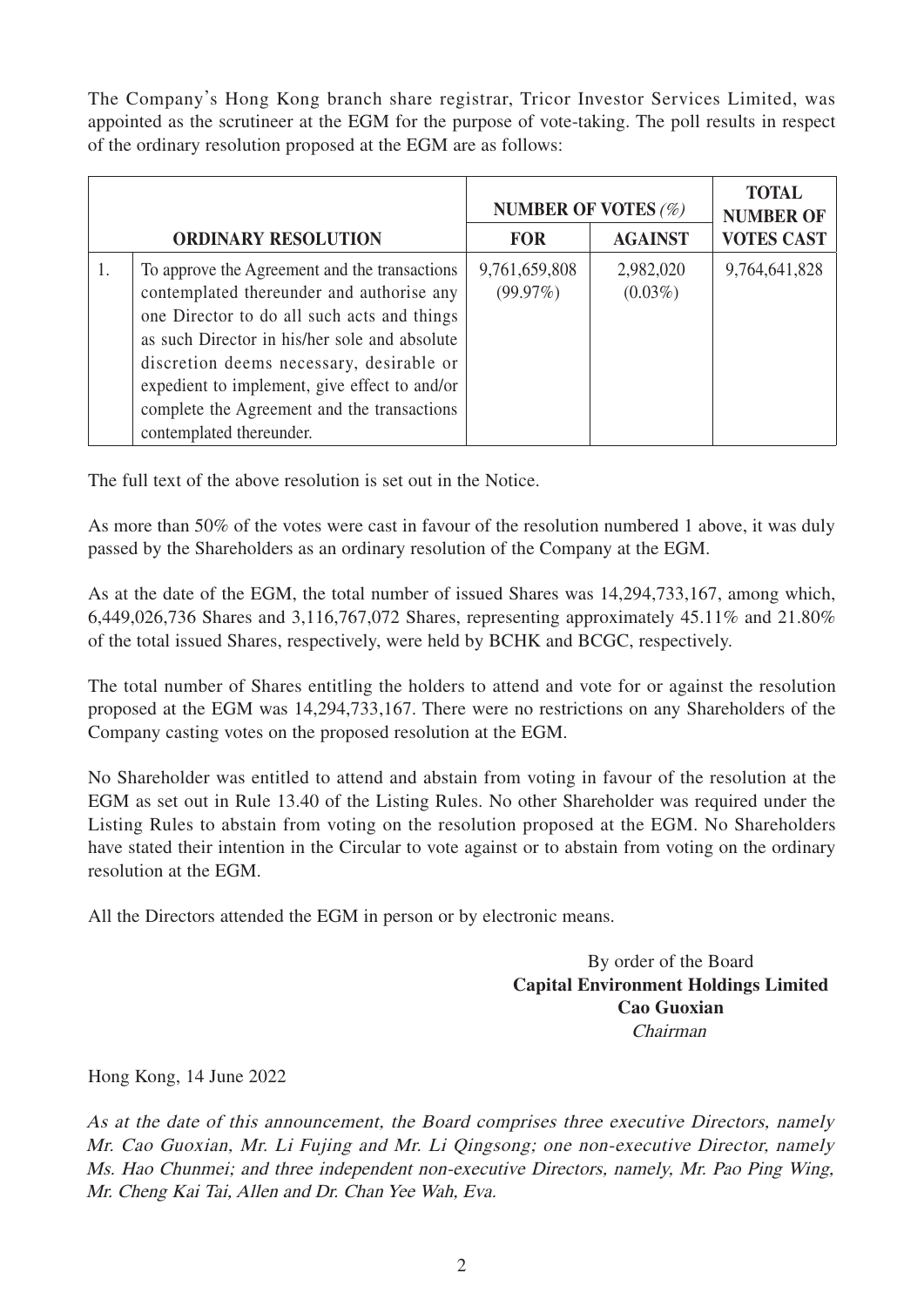The Company's Hong Kong branch share registrar, Tricor Investor Services Limited, was appointed as the scrutineer at the EGM for the purpose of vote-taking. The poll results in respect of the ordinary resolution proposed at the EGM are as follows:

| | | NUMBER OF VOTES (%) | | TOTAL NUMBER OF |
|---|---|---|---|---|
| | **ORDINARY RESOLUTION** | **FOR** | **AGAINST** | **VOTES CAST** |
| 1. | To approve the Agreement and the transactions contemplated thereunder and authorise any one Director to do all such acts and things as such Director in his/her sole and absolute discretion deems necessary, desirable or expedient to implement, give effect to and/or complete the Agreement and the transactions contemplated thereunder. | 9,761,659,808 (99.97%) | 2,982,020 (0.03%) | 9,764,641,828 |

The full text of the above resolution is set out in the Notice.

As more than 50% of the votes were cast in favour of the resolution numbered 1 above, it was duly passed by the Shareholders as an ordinary resolution of the Company at the EGM.

As at the date of the EGM, the total number of issued Shares was 14,294,733,167, among which, 6,449,026,736 Shares and 3,116,767,072 Shares, representing approximately 45.11% and 21.80% of the total issued Shares, respectively, were held by BCHK and BCGC, respectively.

The total number of Shares entitling the holders to attend and vote for or against the resolution proposed at the EGM was 14,294,733,167. There were no restrictions on any Shareholders of the Company casting votes on the proposed resolution at the EGM.

No Shareholder was entitled to attend and abstain from voting in favour of the resolution at the EGM as set out in Rule 13.40 of the Listing Rules. No other Shareholder was required under the Listing Rules to abstain from voting on the resolution proposed at the EGM. No Shareholders have stated their intention in the Circular to vote against or to abstain from voting on the ordinary resolution at the EGM.

All the Directors attended the EGM in person or by electronic means.

By order of the Board
**Capital Environment Holdings Limited**
**Cao Guoxian**
*Chairman*

Hong Kong, 14 June 2022

*As at the date of this announcement, the Board comprises three executive Directors, namely Mr. Cao Guoxian, Mr. Li Fujing and Mr. Li Qingsong; one non-executive Director, namely Ms. Hao Chunmei; and three independent non-executive Directors, namely, Mr. Pao Ping Wing, Mr. Cheng Kai Tai, Allen and Dr. Chan Yee Wah, Eva.*